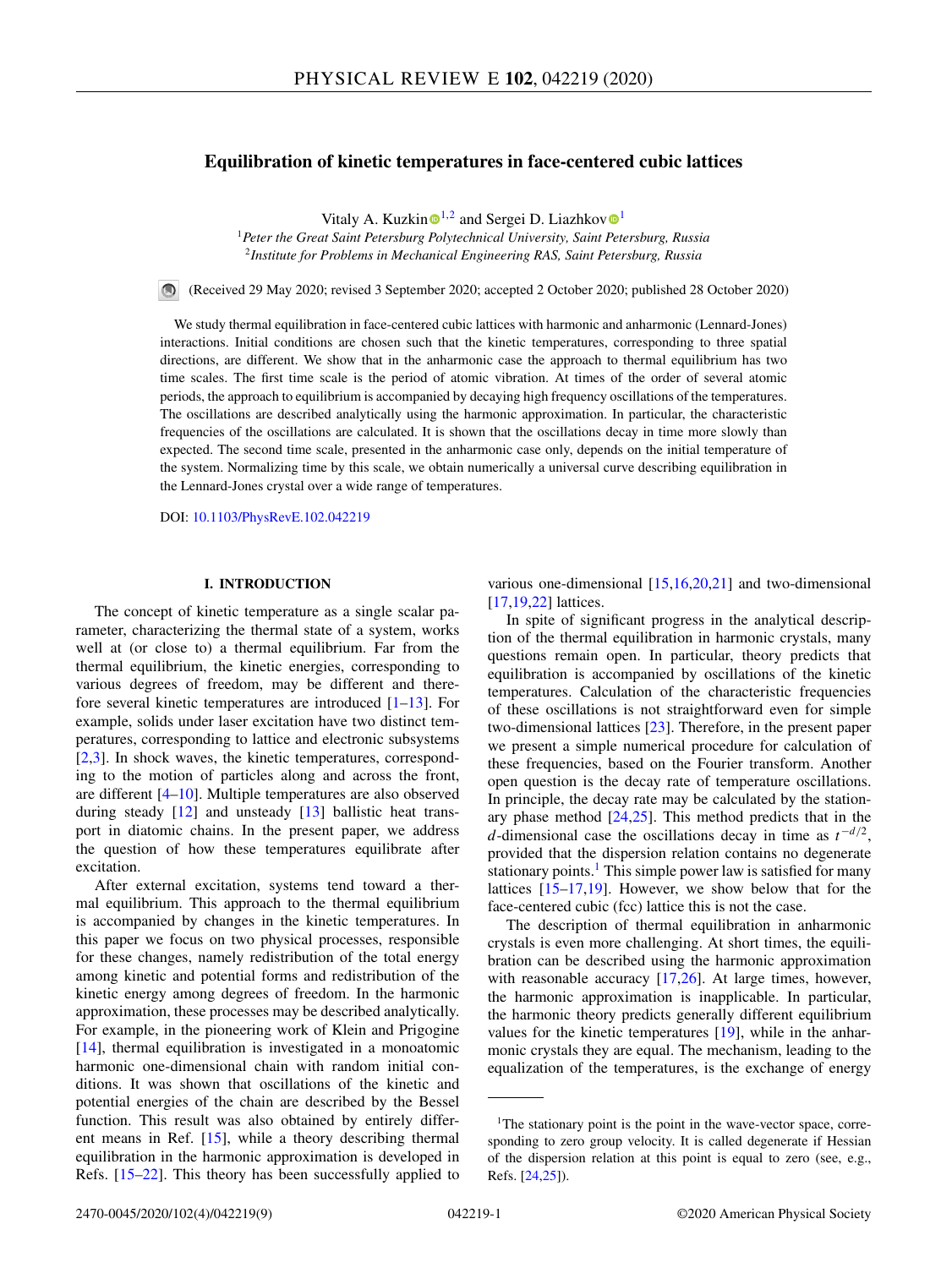# Equilibration of kinetic temperatures in face-centered cubic lattices

Vitaly A. Kuzkin [1,2] and Sergei D. Liazhkov [1]

[1] *Peter the Great Saint Petersburg Polytechnical University, Saint Petersburg, Russia*
[2] *Institute for Problems in Mechanical Engineering RAS, Saint Petersburg, Russia*

(Received 29 May 2020; revised 3 September 2020; accepted 2 October 2020; published 28 October 2020)

We study thermal equilibration in face-centered cubic lattices with harmonic and anharmonic (Lennard-Jones) interactions. Initial conditions are chosen such that the kinetic temperatures, corresponding to three spatial directions, are different. We show that in the anharmonic case the approach to thermal equilibrium has two time scales. The first time scale is the period of atomic vibration. At times of the order of several atomic periods, the approach to equilibrium is accompanied by decaying high frequency oscillations of the temperatures. The oscillations are described analytically using the harmonic approximation. In particular, the characteristic frequencies of the oscillations are calculated. It is shown that the oscillations decay in time more slowly than expected. The second time scale, presented in the anharmonic case only, depends on the initial temperature of the system. Normalizing time by this scale, we obtain numerically a universal curve describing equilibration in the Lennard-Jones crystal over a wide range of temperatures.

DOI: 10.1103/PhysRevE.102.042219

## I. INTRODUCTION

The concept of kinetic temperature as a single scalar parameter, characterizing the thermal state of a system, works well at (or close to) a thermal equilibrium. Far from the thermal equilibrium, the kinetic energies, corresponding to various degrees of freedom, may be different and therefore several kinetic temperatures are introduced [1–13]. For example, solids under laser excitation have two distinct temperatures, corresponding to lattice and electronic subsystems [2,3]. In shock waves, the kinetic temperatures, corresponding to the motion of particles along and across the front, are different [4–10]. Multiple temperatures are also observed during steady [12] and unsteady [13] ballistic heat transport in diatomic chains. In the present paper, we address the question of how these temperatures equilibrate after excitation.

After external excitation, systems tend toward a thermal equilibrium. This approach to the thermal equilibrium is accompanied by changes in the kinetic temperatures. In this paper we focus on two physical processes, responsible for these changes, namely redistribution of the total energy among kinetic and potential forms and redistribution of the kinetic energy among degrees of freedom. In the harmonic approximation, these processes may be described analytically. For example, in the pioneering work of Klein and Prigogine [14], thermal equilibration is investigated in a monoatomic harmonic one-dimensional chain with random initial conditions. It was shown that oscillations of the kinetic and potential energies of the chain are described by the Bessel function. This result was also obtained by entirely different means in Ref. [15], while a theory describing thermal equilibration in the harmonic approximation is developed in Refs. [15–22]. This theory has been successfully applied to various one-dimensional [15,16,20,21] and two-dimensional [17,19,22] lattices.

In spite of significant progress in the analytical description of the thermal equilibration in harmonic crystals, many questions remain open. In particular, theory predicts that equilibration is accompanied by oscillations of the kinetic temperatures. Calculation of the characteristic frequencies of these oscillations is not straightforward even for simple two-dimensional lattices [23]. Therefore, in the present paper we present a simple numerical procedure for calculation of these frequencies, based on the Fourier transform. Another open question is the decay rate of temperature oscillations. In principle, the decay rate may be calculated by the stationary phase method [24,25]. This method predicts that in the $d$-dimensional case the oscillations decay in time as $t^{-d/2}$, provided that the dispersion relation contains no degenerate stationary points.[1] This simple power law is satisfied for many lattices [15–17,19]. However, we show below that for the face-centered cubic (fcc) lattice this is not the case.

The description of thermal equilibration in anharmonic crystals is even more challenging. At short times, the equilibration can be described using the harmonic approximation with reasonable accuracy [17,26]. At large times, however, the harmonic approximation is inapplicable. In particular, the harmonic theory predicts generally different equilibrium values for the kinetic temperatures [19], while in the anharmonic crystals they are equal. The mechanism, leading to the equalization of the temperatures, is the exchange of energy

[1] The stationary point is the point in the wave-vector space, corresponding to zero group velocity. It is called degenerate if Hessian of the dispersion relation at this point is equal to zero (see, e.g., Refs. [24,25]).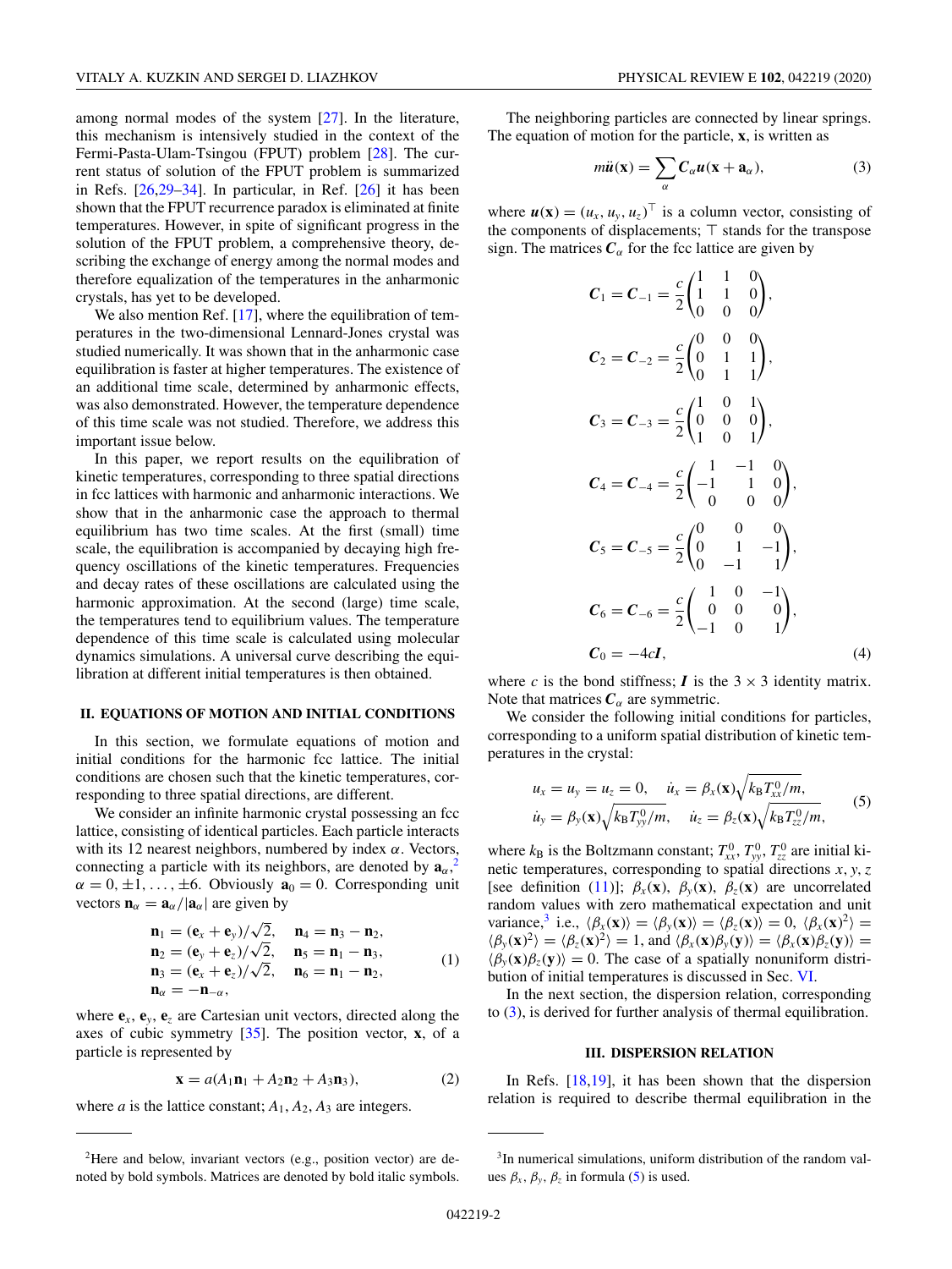among normal modes of the system [27]. In the literature, this mechanism is intensively studied in the context of the Fermi-Pasta-Ulam-Tsingou (FPUT) problem [28]. The current status of solution of the FPUT problem is summarized in Refs. [26,29–34]. In particular, in Ref. [26] it has been shown that the FPUT recurrence paradox is eliminated at finite temperatures. However, in spite of significant progress in the solution of the FPUT problem, a comprehensive theory, describing the exchange of energy among the normal modes and therefore equalization of the temperatures in the anharmonic crystals, has yet to be developed.

We also mention Ref. [17], where the equilibration of temperatures in the two-dimensional Lennard-Jones crystal was studied numerically. It was shown that in the anharmonic case equilibration is faster at higher temperatures. The existence of an additional time scale, determined by anharmonic effects, was also demonstrated. However, the temperature dependence of this time scale was not studied. Therefore, we address this important issue below.

In this paper, we report results on the equilibration of kinetic temperatures, corresponding to three spatial directions in fcc lattices with harmonic and anharmonic interactions. We show that in the anharmonic case the approach to thermal equilibrium has two time scales. At the first (small) time scale, the equilibration is accompanied by decaying high frequency oscillations of the kinetic temperatures. Frequencies and decay rates of these oscillations are calculated using the harmonic approximation. At the second (large) time scale, the temperatures tend to equilibrium values. The temperature dependence of this time scale is calculated using molecular dynamics simulations. A universal curve describing the equilibration at different initial temperatures is then obtained.

## II. EQUATIONS OF MOTION AND INITIAL CONDITIONS

In this section, we formulate equations of motion and initial conditions for the harmonic fcc lattice. The initial conditions are chosen such that the kinetic temperatures, corresponding to three spatial directions, are different.

We consider an infinite harmonic crystal possessing an fcc lattice, consisting of identical particles. Each particle interacts with its 12 nearest neighbors, numbered by index $\alpha$. Vectors, connecting a particle with its neighbors, are denoted by $\mathbf{a}_\alpha$,[2] $\alpha = 0, \pm 1, \ldots, \pm 6$. Obviously $\mathbf{a}_0 = 0$. Corresponding unit vectors $\mathbf{n}_\alpha = \mathbf{a}_\alpha / |\mathbf{a}_\alpha|$ are given by

$$
\begin{aligned}
&\mathbf{n}_1 = (\mathbf{e}_x + \mathbf{e}_y)/\sqrt{2}, \quad \mathbf{n}_4 = \mathbf{n}_3 - \mathbf{n}_2,\\
&\mathbf{n}_2 = (\mathbf{e}_y + \mathbf{e}_z)/\sqrt{2}, \quad \mathbf{n}_5 = \mathbf{n}_1 - \mathbf{n}_3,\\
&\mathbf{n}_3 = (\mathbf{e}_x + \mathbf{e}_z)/\sqrt{2}, \quad \mathbf{n}_6 = \mathbf{n}_1 - \mathbf{n}_2,\\
&\mathbf{n}_\alpha = -\mathbf{n}_{-\alpha},
\end{aligned}
\tag{1}
$$

where $\mathbf{e}_x$, $\mathbf{e}_y$, $\mathbf{e}_z$ are Cartesian unit vectors, directed along the axes of cubic symmetry [35]. The position vector, $\mathbf{x}$, of a particle is represented by

$$
\mathbf{x} = a(A_1\mathbf{n}_1 + A_2\mathbf{n}_2 + A_3\mathbf{n}_3), \tag{2}
$$

where $a$ is the lattice constant; $A_1, A_2, A_3$ are integers.

The neighboring particles are connected by linear springs. The equation of motion for the particle, $\mathbf{x}$, is written as

$$
m\ddot{\boldsymbol{u}}(\mathbf{x}) = \sum_\alpha \boldsymbol{C}_\alpha \boldsymbol{u}(\mathbf{x} + \mathbf{a}_\alpha), \tag{3}
$$

where $\boldsymbol{u}(\mathbf{x}) = (u_x, u_y, u_z)^\top$ is a column vector, consisting of the components of displacements; $\top$ stands for the transpose sign. The matrices $\boldsymbol{C}_\alpha$ for the fcc lattice are given by

$$
\begin{aligned}
&\boldsymbol{C}_1 = \boldsymbol{C}_{-1} = \frac{c}{2}\begin{pmatrix}1 & 1 & 0\\ 1 & 1 & 0\\ 0 & 0 & 0\end{pmatrix},\\
&\boldsymbol{C}_2 = \boldsymbol{C}_{-2} = \frac{c}{2}\begin{pmatrix}0 & 0 & 0\\ 0 & 1 & 1\\ 0 & 1 & 1\end{pmatrix},\\
&\boldsymbol{C}_3 = \boldsymbol{C}_{-3} = \frac{c}{2}\begin{pmatrix}1 & 0 & 1\\ 0 & 0 & 0\\ 1 & 0 & 1\end{pmatrix},\\
&\boldsymbol{C}_4 = \boldsymbol{C}_{-4} = \frac{c}{2}\begin{pmatrix}1 & -1 & 0\\ -1 & 1 & 0\\ 0 & 0 & 0\end{pmatrix},\\
&\boldsymbol{C}_5 = \boldsymbol{C}_{-5} = \frac{c}{2}\begin{pmatrix}0 & 0 & 0\\ 0 & 1 & -1\\ 0 & -1 & 1\end{pmatrix},\\
&\boldsymbol{C}_6 = \boldsymbol{C}_{-6} = \frac{c}{2}\begin{pmatrix}1 & 0 & -1\\ 0 & 0 & 0\\ -1 & 0 & 1\end{pmatrix},\\
&\boldsymbol{C}_0 = -4c\boldsymbol{I},
\end{aligned}
\tag{4}
$$

where $c$ is the bond stiffness; $\boldsymbol{I}$ is the $3 \times 3$ identity matrix. Note that matrices $\boldsymbol{C}_\alpha$ are symmetric.

We consider the following initial conditions for particles, corresponding to a uniform spatial distribution of kinetic temperatures in the crystal:

$$
\begin{aligned}
&u_x = u_y = u_z = 0, \quad \dot{u}_x = \beta_x(\mathbf{x})\sqrt{k_B T_{xx}^0/m},\\
&\dot{u}_y = \beta_y(\mathbf{x})\sqrt{k_B T_{yy}^0/m}, \quad \dot{u}_z = \beta_z(\mathbf{x})\sqrt{k_B T_{zz}^0/m},
\end{aligned}
\tag{5}
$$

where $k_B$ is the Boltzmann constant; $T_{xx}^0$, $T_{yy}^0$, $T_{zz}^0$ are initial kinetic temperatures, corresponding to spatial directions $x, y, z$ [see definition (11)]; $\beta_x(\mathbf{x})$, $\beta_y(\mathbf{x})$, $\beta_z(\mathbf{x})$ are uncorrelated random values with zero mathematical expectation and unit variance,[3] i.e., $\langle \beta_x(\mathbf{x})\rangle = \langle \beta_y(\mathbf{x})\rangle = \langle \beta_z(\mathbf{x})\rangle = 0$, $\langle \beta_x(\mathbf{x})^2\rangle = \langle \beta_y(\mathbf{x})^2\rangle = \langle \beta_z(\mathbf{x})^2\rangle = 1$, and $\langle \beta_x(\mathbf{x})\beta_y(\mathbf{y})\rangle = \langle \beta_x(\mathbf{x})\beta_z(\mathbf{y})\rangle = \langle \beta_y(\mathbf{x})\beta_z(\mathbf{y})\rangle = 0$. The case of a spatially nonuniform distribution of initial temperatures is discussed in Sec. VI.

In the next section, the dispersion relation, corresponding to (3), is derived for further analysis of thermal equilibration.

## III. DISPERSION RELATION

In Refs. [18,19], it has been shown that the dispersion relation is required to describe thermal equilibration in the

---

[2] Here and below, invariant vectors (e.g., position vector) are denoted by bold symbols. Matrices are denoted by bold italic symbols.

[3] In numerical simulations, uniform distribution of the random values $\beta_x$, $\beta_y$, $\beta_z$ in formula (5) is used.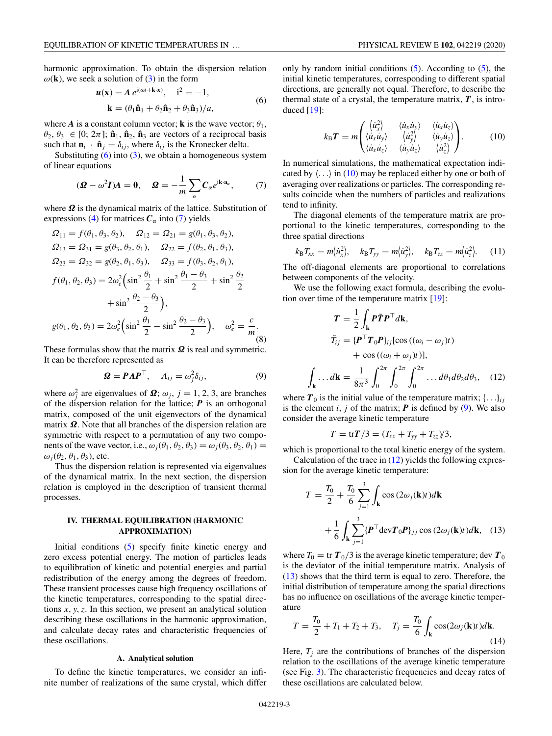harmonic approximation. To obtain the dispersion relation $\omega(\mathbf{k})$, we seek a solution of (3) in the form

$$
\begin{aligned}
\boldsymbol{u}(\mathbf{x}) &= \boldsymbol{A}\, e^{\mathrm{i}(\omega t+\mathbf{k}\cdot\mathbf{x})}, \quad \mathrm{i}^2=-1,\\
\mathbf{k} &= (\theta_1\hat{\mathbf{n}}_1+\theta_2\hat{\mathbf{n}}_2+\theta_3\hat{\mathbf{n}}_3)/a,
\end{aligned}
\tag{6}
$$

where $\boldsymbol{A}$ is a constant column vector; $\mathbf{k}$ is the wave vector; $\theta_1$, $\theta_2$, $\theta_3$ $\in [0;\, 2\pi]$; $\hat{\mathbf{n}}_1$, $\hat{\mathbf{n}}_2$, $\hat{\mathbf{n}}_3$ are vectors of a reciprocal basis such that $\mathbf{n}_i \cdot \hat{\mathbf{n}}_j = \delta_{ij}$, where $\delta_{ij}$ is the Kronecker delta.

Substituting (6) into (3), we obtain a homogeneous system of linear equations

$$
(\boldsymbol{\Omega} - \omega^2 \boldsymbol{I})\boldsymbol{A} = \boldsymbol{0}, \quad \boldsymbol{\Omega} = -\frac{1}{m}\sum_\alpha \boldsymbol{C}_\alpha e^{\mathrm{i}\mathbf{k}\cdot\mathbf{a}_\alpha}, \tag{7}
$$

where $\boldsymbol{\Omega}$ is the dynamical matrix of the lattice. Substitution of expressions (4) for matrices $\boldsymbol{C}_\alpha$ into (7) yields

$$
\begin{aligned}
&\Omega_{11} = f(\theta_1,\theta_3,\theta_2), \quad \Omega_{12}=\Omega_{21}=g(\theta_1,\theta_3,\theta_2),\\
&\Omega_{13}=\Omega_{31}=g(\theta_3,\theta_2,\theta_1), \quad \Omega_{22}=f(\theta_2,\theta_1,\theta_3),\\
&\Omega_{23}=\Omega_{32}=g(\theta_2,\theta_1,\theta_3), \quad \Omega_{33}=f(\theta_3,\theta_2,\theta_1),\\
&f(\theta_1,\theta_2,\theta_3) = 2\omega_e^2\Big(\sin^2\frac{\theta_1}{2}+\sin^2\frac{\theta_1-\theta_3}{2}+\sin^2\frac{\theta_2}{2}\\
&\qquad +\sin^2\frac{\theta_2-\theta_3}{2}\Big),\\
&g(\theta_1,\theta_2,\theta_3) = 2\omega_e^2\Big(\sin^2\frac{\theta_1}{2}-\sin^2\frac{\theta_2-\theta_3}{2}\Big), \quad \omega_e^2=\frac{c}{m}.
\end{aligned}
\tag{8}
$$

These formulas show that the matrix $\boldsymbol{\Omega}$ is real and symmetric. It can be therefore represented as

$$
\boldsymbol{\Omega} = \boldsymbol{P}\boldsymbol{\Lambda}\boldsymbol{P}^\top, \quad \Lambda_{ij} = \omega_j^2\delta_{ij}, \tag{9}
$$

where $\omega_j^2$ are eigenvalues of $\boldsymbol{\Omega}$; $\omega_j$, $j = 1, 2, 3$, are branches of the dispersion relation for the lattice; $\boldsymbol{P}$ is an orthogonal matrix, composed of the unit eigenvectors of the dynamical matrix $\boldsymbol{\Omega}$. Note that all branches of the dispersion relation are symmetric with respect to a permutation of any two components of the wave vector, i.e., $\omega_j(\theta_1,\theta_2,\theta_3) = \omega_j(\theta_3,\theta_2,\theta_1) = \omega_j(\theta_2,\theta_1,\theta_3)$, etc.

Thus the dispersion relation is represented via eigenvalues of the dynamical matrix. In the next section, the dispersion relation is employed in the description of transient thermal processes.

## IV. THERMAL EQUILIBRATION (HARMONIC APPROXIMATION)

Initial conditions (5) specify finite kinetic energy and zero excess potential energy. The motion of particles leads to equilibration of kinetic and potential energies and partial redistribution of the energy among the degrees of freedom. These transient processes cause high frequency oscillations of the kinetic temperatures, corresponding to the spatial directions $x$, $y$, $z$. In this section, we present an analytical solution describing these oscillations in the harmonic approximation, and calculate decay rates and characteristic frequencies of these oscillations.

### A. Analytical solution

To define the kinetic temperatures, we consider an infinite number of realizations of the same crystal, which differ only by random initial conditions (5). According to (5), the initial kinetic temperatures, corresponding to different spatial directions, are generally not equal. Therefore, to describe the thermal state of a crystal, the temperature matrix, $\boldsymbol{T}$, is introduced [19]:

$$
k_B\boldsymbol{T} = m\begin{pmatrix} \langle \dot{u}_x^2\rangle & \langle \dot{u}_x\dot{u}_y\rangle & \langle \dot{u}_x\dot{u}_z\rangle\\ \langle \dot{u}_x\dot{u}_y\rangle & \langle \dot{u}_y^2\rangle & \langle \dot{u}_y\dot{u}_z\rangle\\ \langle \dot{u}_x\dot{u}_z\rangle & \langle \dot{u}_y\dot{u}_z\rangle & \langle \dot{u}_z^2\rangle \end{pmatrix}. \tag{10}
$$

In numerical simulations, the mathematical expectation indicated by $\langle \ldots \rangle$ in (10) may be replaced either by one or both of averaging over realizations or particles. The corresponding results coincide when the numbers of particles and realizations tend to infinity.

The diagonal elements of the temperature matrix are proportional to the kinetic temperatures, corresponding to the three spatial directions

$$
k_B T_{xx} = m\langle \dot{u}_x^2\rangle, \quad k_B T_{yy} = m\langle \dot{u}_y^2\rangle, \quad k_B T_{zz} = m\langle \dot{u}_z^2\rangle. \tag{11}
$$

The off-diagonal elements are proportional to correlations between components of the velocity.

We use the following exact formula, describing the evolution over time of the temperature matrix [19]:

$$
\begin{aligned}
\boldsymbol{T} &= \frac{1}{2}\int_{\mathbf{k}} \boldsymbol{P}\tilde{\boldsymbol{T}}\boldsymbol{P}^\top d\mathbf{k},\\
\tilde{T}_{ij} &= \{\boldsymbol{P}^\top \boldsymbol{T}_0 \boldsymbol{P}\}_{ij}[\cos((\omega_i-\omega_j)t)\\
&\quad + \cos((\omega_i+\omega_j)t)],\\
\int_{\mathbf{k}} \ldots d\mathbf{k} &= \frac{1}{8\pi^3}\int_0^{2\pi}\int_0^{2\pi}\int_0^{2\pi} \ldots d\theta_1 d\theta_2 d\theta_3,
\end{aligned}
\tag{12}
$$

where $\boldsymbol{T}_0$ is the initial value of the temperature matrix; $\{\ldots\}_{ij}$ is the element $i$, $j$ of the matrix; $\boldsymbol{P}$ is defined by (9). We also consider the average kinetic temperature

$$
T = \mathrm{tr}\boldsymbol{T}/3 = (T_{xx}+T_{yy}+T_{zz})/3,
$$

which is proportional to the total kinetic energy of the system.

Calculation of the trace in (12) yields the following expression for the average kinetic temperature:

$$
\begin{aligned}
T &= \frac{T_0}{2} + \frac{T_0}{6}\sum_{j=1}^{3}\int_{\mathbf{k}} \cos(2\omega_j(\mathbf{k})t)d\mathbf{k}\\
&\quad + \frac{1}{6}\int_{\mathbf{k}}\sum_{j=1}^{3}\{\boldsymbol{P}^\top \mathrm{dev}\boldsymbol{T}_0\boldsymbol{P}\}_{jj}\cos(2\omega_j(\mathbf{k})t)d\mathbf{k},
\end{aligned}
\tag{13}
$$

where $T_0 = \mathrm{tr}\,\boldsymbol{T}_0/3$ is the average kinetic temperature; dev $\boldsymbol{T}_0$ is the deviator of the initial temperature matrix. Analysis of (13) shows that the third term is equal to zero. Therefore, the initial distribution of temperature among the spatial directions has no influence on oscillations of the average kinetic temperature

$$
T = \frac{T_0}{2} + T_1 + T_2 + T_3, \quad T_j = \frac{T_0}{6}\int_{\mathbf{k}} \cos(2\omega_j(\mathbf{k})t)d\mathbf{k}. \tag{14}
$$

Here, $T_j$ are the contributions of branches of the dispersion relation to the oscillations of the average kinetic temperature (see Fig. 3). The characteristic frequencies and decay rates of these oscillations are calculated below.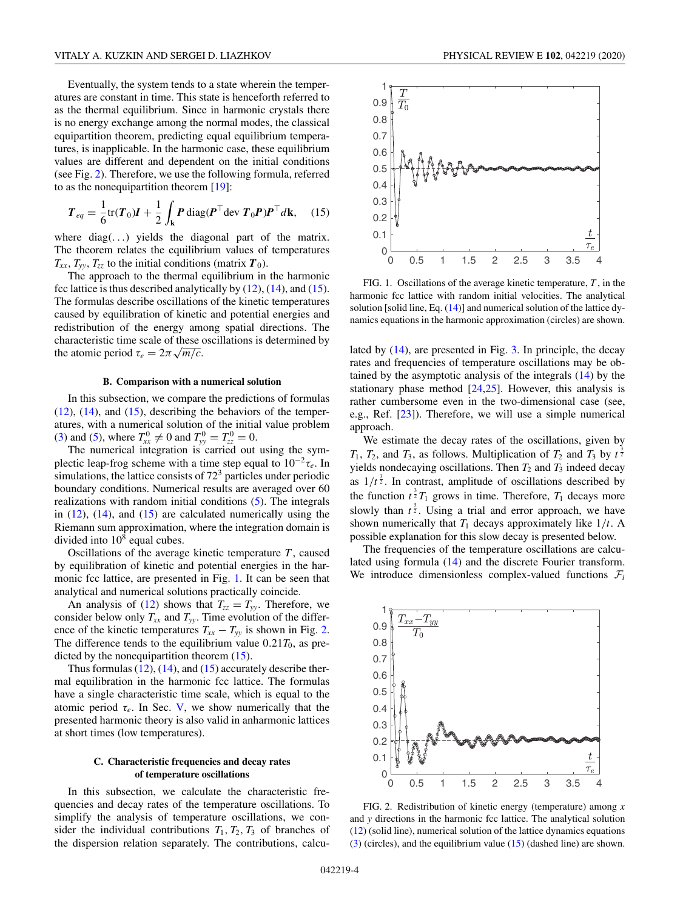Eventually, the system tends to a state wherein the temperatures are constant in time. This state is henceforth referred to as the thermal equilibrium. Since in harmonic crystals there is no energy exchange among the normal modes, the classical equipartition theorem, predicting equal equilibrium temperatures, is inapplicable. In the harmonic case, these equilibrium values are different and dependent on the initial conditions (see Fig. 2). Therefore, we use the following formula, referred to as the nonequipartition theorem [19]:

$$\boldsymbol{T}_{eq} = \frac{1}{6}\mathrm{tr}(\boldsymbol{T}_0)\boldsymbol{I} + \frac{1}{2}\int_{\mathbf{k}} \boldsymbol{P}\,\mathrm{diag}(\boldsymbol{P}^\top \mathrm{dev}\,\boldsymbol{T}_0\boldsymbol{P})\boldsymbol{P}^\top d\mathbf{k}, \quad (15)$$

where diag(...) yields the diagonal part of the matrix. The theorem relates the equilibrium values of temperatures $T_{xx}$, $T_{yy}$, $T_{zz}$ to the initial conditions (matrix $\boldsymbol{T}_0$).

The approach to the thermal equilibrium in the harmonic fcc lattice is thus described analytically by (12), (14), and (15). The formulas describe oscillations of the kinetic temperatures caused by equilibration of kinetic and potential energies and redistribution of the energy among spatial directions. The characteristic time scale of these oscillations is determined by the atomic period $\tau_e = 2\pi\sqrt{m/c}$.

### B. Comparison with a numerical solution

In this subsection, we compare the predictions of formulas (12), (14), and (15), describing the behaviors of the temperatures, with a numerical solution of the initial value problem (3) and (5), where $T_{xx}^0 \neq 0$ and $T_{yy}^0 = T_{zz}^0 = 0$.

The numerical integration is carried out using the symplectic leap-frog scheme with a time step equal to $10^{-2}\tau_e$. In simulations, the lattice consists of $72^3$ particles under periodic boundary conditions. Numerical results are averaged over 60 realizations with random initial conditions (5). The integrals in (12), (14), and (15) are calculated numerically using the Riemann sum approximation, where the integration domain is divided into $10^8$ equal cubes.

Oscillations of the average kinetic temperature $T$, caused by equilibration of kinetic and potential energies in the harmonic fcc lattice, are presented in Fig. 1. It can be seen that analytical and numerical solutions practically coincide.

An analysis of (12) shows that $T_{zz} = T_{yy}$. Therefore, we consider below only $T_{xx}$ and $T_{yy}$. Time evolution of the difference of the kinetic temperatures $T_{xx} - T_{yy}$ is shown in Fig. 2. The difference tends to the equilibrium value $0.21T_0$, as predicted by the nonequipartition theorem (15).

Thus formulas (12), (14), and (15) accurately describe thermal equilibration in the harmonic fcc lattice. The formulas have a single characteristic time scale, which is equal to the atomic period $\tau_e$. In Sec. V, we show numerically that the presented harmonic theory is also valid in anharmonic lattices at short times (low temperatures).

### C. Characteristic frequencies and decay rates of temperature oscillations

In this subsection, we calculate the characteristic frequencies and decay rates of the temperature oscillations. To simplify the analysis of temperature oscillations, we consider the individual contributions $T_1, T_2, T_3$ of branches of the dispersion relation separately. The contributions, calculated by (14), are presented in Fig. 3. In principle, the decay rates and frequencies of temperature oscillations may be obtained by the asymptotic analysis of the integrals (14) by the stationary phase method [24,25]. However, this analysis is rather cumbersome even in the two-dimensional case (see, e.g., Ref. [23]). Therefore, we will use a simple numerical approach.

FIG. 1. Oscillations of the average kinetic temperature, $T$, in the harmonic fcc lattice with random initial velocities. The analytical solution [solid line, Eq. (14)] and numerical solution of the lattice dynamics equations in the harmonic approximation (circles) are shown.

We estimate the decay rates of the oscillations, given by $T_1$, $T_2$, and $T_3$, as follows. Multiplication of $T_2$ and $T_3$ by $t^{\frac{3}{2}}$ yields nondecaying oscillations. Then $T_2$ and $T_3$ indeed decay as $1/t^{\frac{3}{2}}$. In contrast, amplitude of oscillations described by the function $t^{\frac{3}{2}}T_1$ grows in time. Therefore, $T_1$ decays more slowly than $t^{\frac{3}{2}}$. Using a trial and error approach, we have shown numerically that $T_1$ decays approximately like $1/t$. A possible explanation for this slow decay is presented below.

The frequencies of the temperature oscillations are calculated using formula (14) and the discrete Fourier transform. We introduce dimensionless complex-valued functions $\mathcal{F}_i$

FIG. 2. Redistribution of kinetic energy (temperature) among $x$ and $y$ directions in the harmonic fcc lattice. The analytical solution (12) (solid line), numerical solution of the lattice dynamics equations (3) (circles), and the equilibrium value (15) (dashed line) are shown.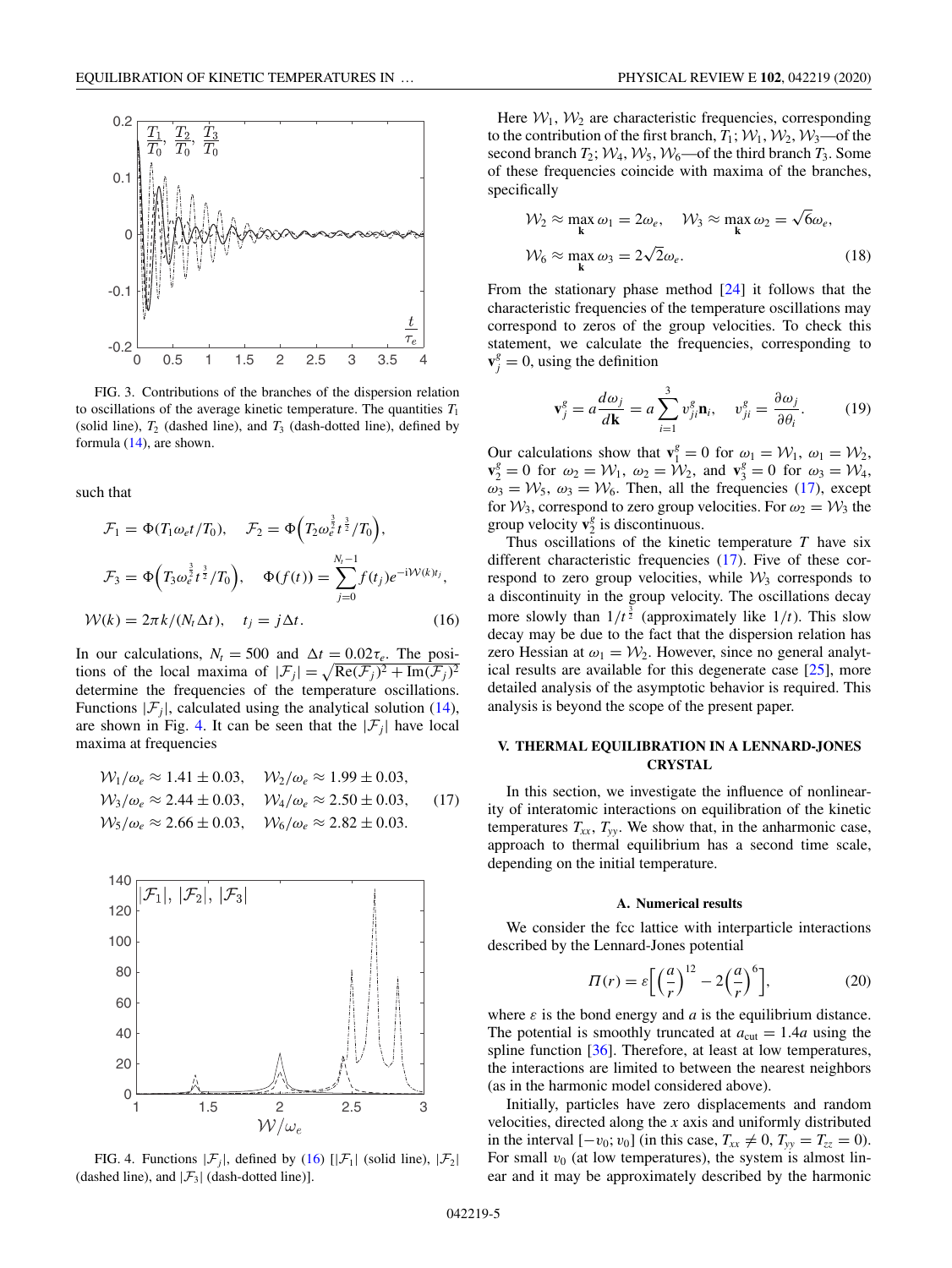FIG. 3. Contributions of the branches of the dispersion relation to oscillations of the average kinetic temperature. The quantities $T_1$ (solid line), $T_2$ (dashed line), and $T_3$ (dash-dotted line), defined by formula (14), are shown.

such that

$$
\begin{aligned}
&\mathcal{F}_1 = \Phi(T_1\omega_e t/T_0), \quad \mathcal{F}_2 = \Phi\Big(T_2\omega_e^{\frac{3}{2}} t^{\frac{3}{2}}/T_0\Big),\\
&\mathcal{F}_3 = \Phi\Big(T_3\omega_e^{\frac{3}{2}} t^{\frac{3}{2}}/T_0\Big), \quad \Phi(f(t)) = \sum_{j=0}^{N_t-1} f(t_j)e^{-i\mathcal{W}(k)t_j},\\
&\mathcal{W}(k) = 2\pi k/(N_t\Delta t), \quad t_j = j\Delta t.
\end{aligned} \tag{16}
$$

In our calculations, $N_t = 500$ and $\Delta t = 0.02\tau_e$. The positions of the local maxima of $|\mathcal{F}_j| = \sqrt{\mathrm{Re}(\mathcal{F}_j)^2 + \mathrm{Im}(\mathcal{F}_j)^2}$ determine the frequencies of the temperature oscillations. Functions $|\mathcal{F}_j|$, calculated using the analytical solution (14), are shown in Fig. 4. It can be seen that the $|\mathcal{F}_j|$ have local maxima at frequencies

$$
\begin{aligned}
&\mathcal{W}_1/\omega_e \approx 1.41 \pm 0.03, \quad \mathcal{W}_2/\omega_e \approx 1.99 \pm 0.03,\\
&\mathcal{W}_3/\omega_e \approx 2.44 \pm 0.03, \quad \mathcal{W}_4/\omega_e \approx 2.50 \pm 0.03,\\
&\mathcal{W}_5/\omega_e \approx 2.66 \pm 0.03, \quad \mathcal{W}_6/\omega_e \approx 2.82 \pm 0.03.
\end{aligned} \tag{17}
$$

FIG. 4. Functions $|\mathcal{F}_j|$, defined by (16) [$|\mathcal{F}_1|$ (solid line), $|\mathcal{F}_2|$ (dashed line), and $|\mathcal{F}_3|$ (dash-dotted line)].

Here $\mathcal{W}_1$, $\mathcal{W}_2$ are characteristic frequencies, corresponding to the contribution of the first branch, $T_1$; $\mathcal{W}_1$, $\mathcal{W}_2$, $\mathcal{W}_3$—of the second branch $T_2$; $\mathcal{W}_4$, $\mathcal{W}_5$, $\mathcal{W}_6$—of the third branch $T_3$. Some of these frequencies coincide with maxima of the branches, specifically

$$
\begin{aligned}
&\mathcal{W}_2 \approx \max_{\mathbf{k}} \omega_1 = 2\omega_e, \quad \mathcal{W}_3 \approx \max_{\mathbf{k}} \omega_2 = \sqrt{6}\omega_e,\\
&\mathcal{W}_6 \approx \max_{\mathbf{k}} \omega_3 = 2\sqrt{2}\omega_e.
\end{aligned} \tag{18}
$$

From the stationary phase method [24] it follows that the characteristic frequencies of the temperature oscillations may correspond to zeros of the group velocities. To check this statement, we calculate the frequencies, corresponding to $\mathbf{v}_j^g = 0$, using the definition

$$
\mathbf{v}_j^g = a\frac{d\omega_j}{d\mathbf{k}} = a\sum_{i=1}^{3} v_{ji}^g \mathbf{n}_i, \quad v_{ji}^g = \frac{\partial\omega_j}{\partial\theta_i}. \tag{19}
$$

Our calculations show that $\mathbf{v}_1^g = 0$ for $\omega_1 = \mathcal{W}_1$, $\omega_1 = \mathcal{W}_2$, $\mathbf{v}_2^g = 0$ for $\omega_2 = \mathcal{W}_1$, $\omega_2 = \mathcal{W}_2$, and $\mathbf{v}_3^g = 0$ for $\omega_3 = \mathcal{W}_4$, $\omega_3 = \mathcal{W}_5$, $\omega_3 = \mathcal{W}_6$. Then, all the frequencies (17), except for $\mathcal{W}_3$, correspond to zero group velocities. For $\omega_2 = \mathcal{W}_3$ the group velocity $\mathbf{v}_2^g$ is discontinuous.

Thus oscillations of the kinetic temperature $T$ have six different characteristic frequencies (17). Five of these correspond to zero group velocities, while $\mathcal{W}_3$ corresponds to a discontinuity in the group velocity. The oscillations decay more slowly than $1/t^{\frac{3}{2}}$ (approximately like $1/t$). This slow decay may be due to the fact that the dispersion relation has zero Hessian at $\omega_1 = \mathcal{W}_2$. However, since no general analytical results are available for this degenerate case [25], more detailed analysis of the asymptotic behavior is required. This analysis is beyond the scope of the present paper.

## V. THERMAL EQUILIBRATION IN A LENNARD-JONES CRYSTAL

In this section, we investigate the influence of nonlinearity of interatomic interactions on equilibration of the kinetic temperatures $T_{xx}$, $T_{yy}$. We show that, in the anharmonic case, approach to thermal equilibrium has a second time scale, depending on the initial temperature.

### A. Numerical results

We consider the fcc lattice with interparticle interactions described by the Lennard-Jones potential

$$
\Pi(r) = \varepsilon\left[\left(\frac{a}{r}\right)^{12} - 2\left(\frac{a}{r}\right)^{6}\right], \tag{20}
$$

where $\varepsilon$ is the bond energy and $a$ is the equilibrium distance. The potential is smoothly truncated at $a_{\mathrm{cut}} = 1.4a$ using the spline function [36]. Therefore, at least at low temperatures, the interactions are limited to between the nearest neighbors (as in the harmonic model considered above).

Initially, particles have zero displacements and random velocities, directed along the $x$ axis and uniformly distributed in the interval $[-v_0; v_0]$ (in this case, $T_{xx} \neq 0$, $T_{yy} = T_{zz} = 0$). For small $v_0$ (at low temperatures), the system is almost linear and it may be approximately described by the harmonic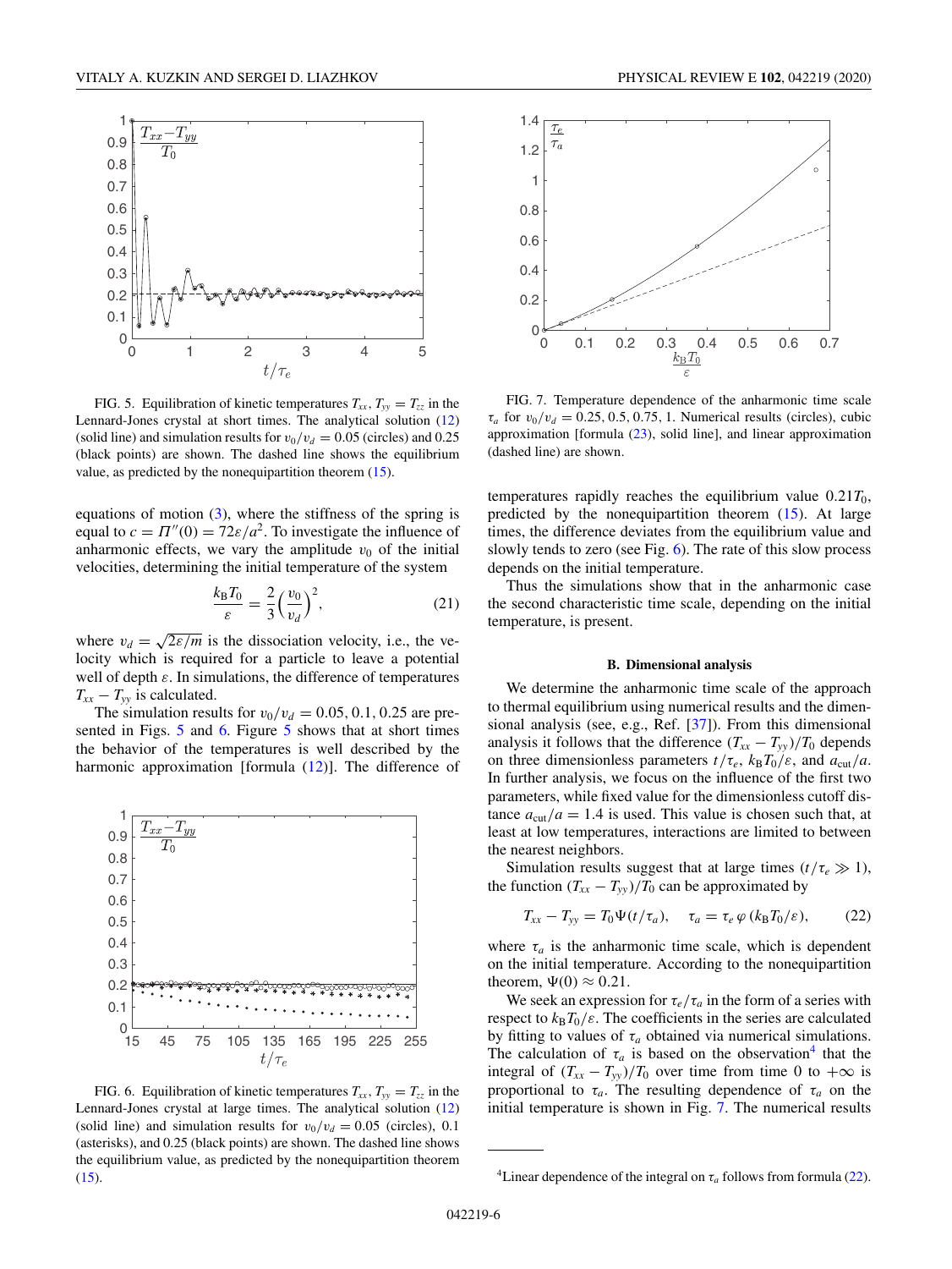FIG. 5. Equilibration of kinetic temperatures $T_{xx}$, $T_{yy} = T_{zz}$ in the Lennard-Jones crystal at short times. The analytical solution (12) (solid line) and simulation results for $v_0/v_d = 0.05$ (circles) and 0.25 (black points) are shown. The dashed line shows the equilibrium value, as predicted by the nonequipartition theorem (15).

equations of motion (3), where the stiffness of the spring is equal to $c = \Pi''(0) = 72\varepsilon/a^2$. To investigate the influence of anharmonic effects, we vary the amplitude $v_0$ of the initial velocities, determining the initial temperature of the system

$$\frac{k_B T_0}{\varepsilon} = \frac{2}{3}\left(\frac{v_0}{v_d}\right)^2, \tag{21}$$

where $v_d = \sqrt{2\varepsilon/m}$ is the dissociation velocity, i.e., the velocity which is required for a particle to leave a potential well of depth $\varepsilon$. In simulations, the difference of temperatures $T_{xx} - T_{yy}$ is calculated.

The simulation results for $v_0/v_d = 0.05, 0.1, 0.25$ are presented in Figs. 5 and 6. Figure 5 shows that at short times the behavior of the temperatures is well described by the harmonic approximation [formula (12)]. The difference of temperatures rapidly reaches the equilibrium value $0.21T_0$, predicted by the nonequipartition theorem (15). At large times, the difference deviates from the equilibrium value and slowly tends to zero (see Fig. 6). The rate of this slow process depends on the initial temperature.

FIG. 6. Equilibration of kinetic temperatures $T_{xx}$, $T_{yy} = T_{zz}$ in the Lennard-Jones crystal at large times. The analytical solution (12) (solid line) and simulation results for $v_0/v_d = 0.05$ (circles), 0.1 (asterisks), and 0.25 (black points) are shown. The dashed line shows the equilibrium value, as predicted by the nonequipartition theorem (15).

FIG. 7. Temperature dependence of the anharmonic time scale $\tau_a$ for $v_0/v_d = 0.25, 0.5, 0.75, 1$. Numerical results (circles), cubic approximation [formula (23), solid line], and linear approximation (dashed line) are shown.

Thus the simulations show that in the anharmonic case the second characteristic time scale, depending on the initial temperature, is present.

### B. Dimensional analysis

We determine the anharmonic time scale of the approach to thermal equilibrium using numerical results and the dimensional analysis (see, e.g., Ref. [37]). From this dimensional analysis it follows that the difference $(T_{xx} - T_{yy})/T_0$ depends on three dimensionless parameters $t/\tau_e$, $k_B T_0/\varepsilon$, and $a_{cut}/a$. In further analysis, we focus on the influence of the first two parameters, while fixed value for the dimensionless cutoff distance $a_{cut}/a = 1.4$ is used. This value is chosen such that, at least at low temperatures, interactions are limited to between the nearest neighbors.

Simulation results suggest that at large times ($t/\tau_e \gg 1$), the function $(T_{xx} - T_{yy})/T_0$ can be approximated by

$$T_{xx} - T_{yy} = T_0 \Psi(t/\tau_a), \quad \tau_a = \tau_e\, \varphi\,(k_B T_0/\varepsilon), \tag{22}$$

where $\tau_a$ is the anharmonic time scale, which is dependent on the initial temperature. According to the nonequipartition theorem, $\Psi(0) \approx 0.21$.

We seek an expression for $\tau_e/\tau_a$ in the form of a series with respect to $k_B T_0/\varepsilon$. The coefficients in the series are calculated by fitting to values of $\tau_a$ obtained via numerical simulations. The calculation of $\tau_a$ is based on the observation[4] that the integral of $(T_{xx} - T_{yy})/T_0$ over time from time 0 to $+\infty$ is proportional to $\tau_a$. The resulting dependence of $\tau_a$ on the initial temperature is shown in Fig. 7. The numerical results

[4] Linear dependence of the integral on $\tau_a$ follows from formula (22).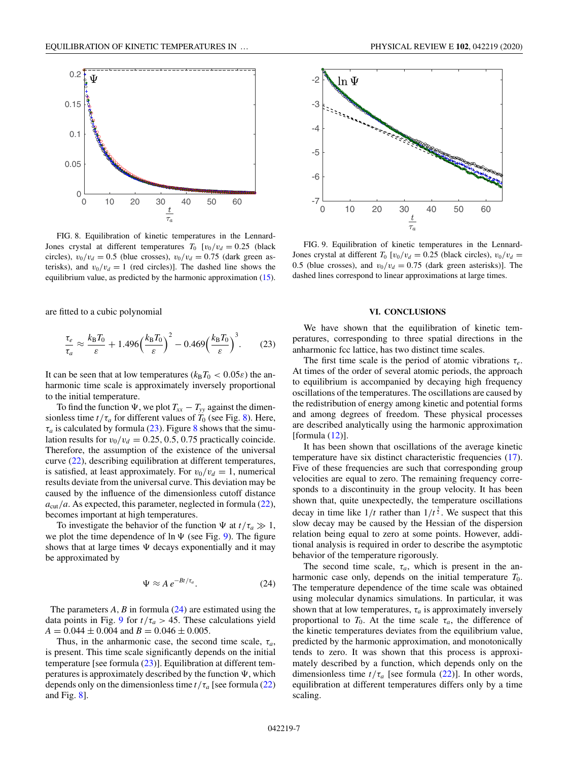FIG. 8. Equilibration of kinetic temperatures in the Lennard-Jones crystal at different temperatures $T_0$ [$v_0/v_d = 0.25$ (black circles), $v_0/v_d = 0.5$ (blue crosses), $v_0/v_d = 0.75$ (dark green asterisks), and $v_0/v_d = 1$ (red circles)]. The dashed line shows the equilibrium value, as predicted by the harmonic approximation (15).

FIG. 9. Equilibration of kinetic temperatures in the Lennard-Jones crystal at different $T_0$ [$v_0/v_d = 0.25$ (black circles), $v_0/v_d = 0.5$ (blue crosses), and $v_0/v_d = 0.75$ (dark green asterisks)]. The dashed lines correspond to linear approximations at large times.

are fitted to a cubic polynomial

$$\frac{\tau_e}{\tau_a} \approx \frac{k_B T_0}{\varepsilon} + 1.496\left(\frac{k_B T_0}{\varepsilon}\right)^2 - 0.469\left(\frac{k_B T_0}{\varepsilon}\right)^3. \tag{23}$$

It can be seen that at low temperatures ($k_B T_0 < 0.05\varepsilon$) the anharmonic time scale is approximately inversely proportional to the initial temperature.

To find the function $\Psi$, we plot $T_{xx} - T_{yy}$ against the dimensionless time $t/\tau_a$ for different values of $T_0$ (see Fig. 8). Here, $\tau_a$ is calculated by formula (23). Figure 8 shows that the simulation results for $v_0/v_d = 0.25, 0.5, 0.75$ practically coincide. Therefore, the assumption of the existence of the universal curve (22), describing equilibration at different temperatures, is satisfied, at least approximately. For $v_0/v_d = 1$, numerical results deviate from the universal curve. This deviation may be caused by the influence of the dimensionless cutoff distance $a_{\text{cut}}/a$. As expected, this parameter, neglected in formula (22), becomes important at high temperatures.

To investigate the behavior of the function $\Psi$ at $t/\tau_a \gg 1$, we plot the time dependence of $\ln \Psi$ (see Fig. 9). The figure shows that at large times $\Psi$ decays exponentially and it may be approximated by

$$\Psi \approx A\, e^{-Bt/\tau_a}. \tag{24}$$

The parameters $A, B$ in formula (24) are estimated using the data points in Fig. 9 for $t/\tau_a > 45$. These calculations yield $A = 0.044 \pm 0.004$ and $B = 0.046 \pm 0.005$.

Thus, in the anharmonic case, the second time scale, $\tau_a$, is present. This time scale significantly depends on the initial temperature [see formula (23)]. Equilibration at different temperatures is approximately described by the function $\Psi$, which depends only on the dimensionless time $t/\tau_a$ [see formula (22) and Fig. 8].

## VI. CONCLUSIONS

We have shown that the equilibration of kinetic temperatures, corresponding to three spatial directions in the anharmonic fcc lattice, has two distinct time scales.

The first time scale is the period of atomic vibrations $\tau_e$. At times of the order of several atomic periods, the approach to equilibrium is accompanied by decaying high frequency oscillations of the temperatures. The oscillations are caused by the redistribution of energy among kinetic and potential forms and among degrees of freedom. These physical processes are described analytically using the harmonic approximation [formula (12)].

It has been shown that oscillations of the average kinetic temperature have six distinct characteristic frequencies (17). Five of these frequencies are such that corresponding group velocities are equal to zero. The remaining frequency corresponds to a discontinuity in the group velocity. It has been shown that, quite unexpectedly, the temperature oscillations decay in time like $1/t$ rather than $1/t^{\frac{3}{2}}$. We suspect that this slow decay may be caused by the Hessian of the dispersion relation being equal to zero at some points. However, additional analysis is required in order to describe the asymptotic behavior of the temperature rigorously.

The second time scale, $\tau_a$, which is present in the anharmonic case only, depends on the initial temperature $T_0$. The temperature dependence of the time scale was obtained using molecular dynamics simulations. In particular, it was shown that at low temperatures, $\tau_a$ is approximately inversely proportional to $T_0$. At the time scale $\tau_a$, the difference of the kinetic temperatures deviates from the equilibrium value, predicted by the harmonic approximation, and monotonically tends to zero. It was shown that this process is approximately described by a function, which depends only on the dimensionless time $t/\tau_a$ [see formula (22)]. In other words, equilibration at different temperatures differs only by a time scaling.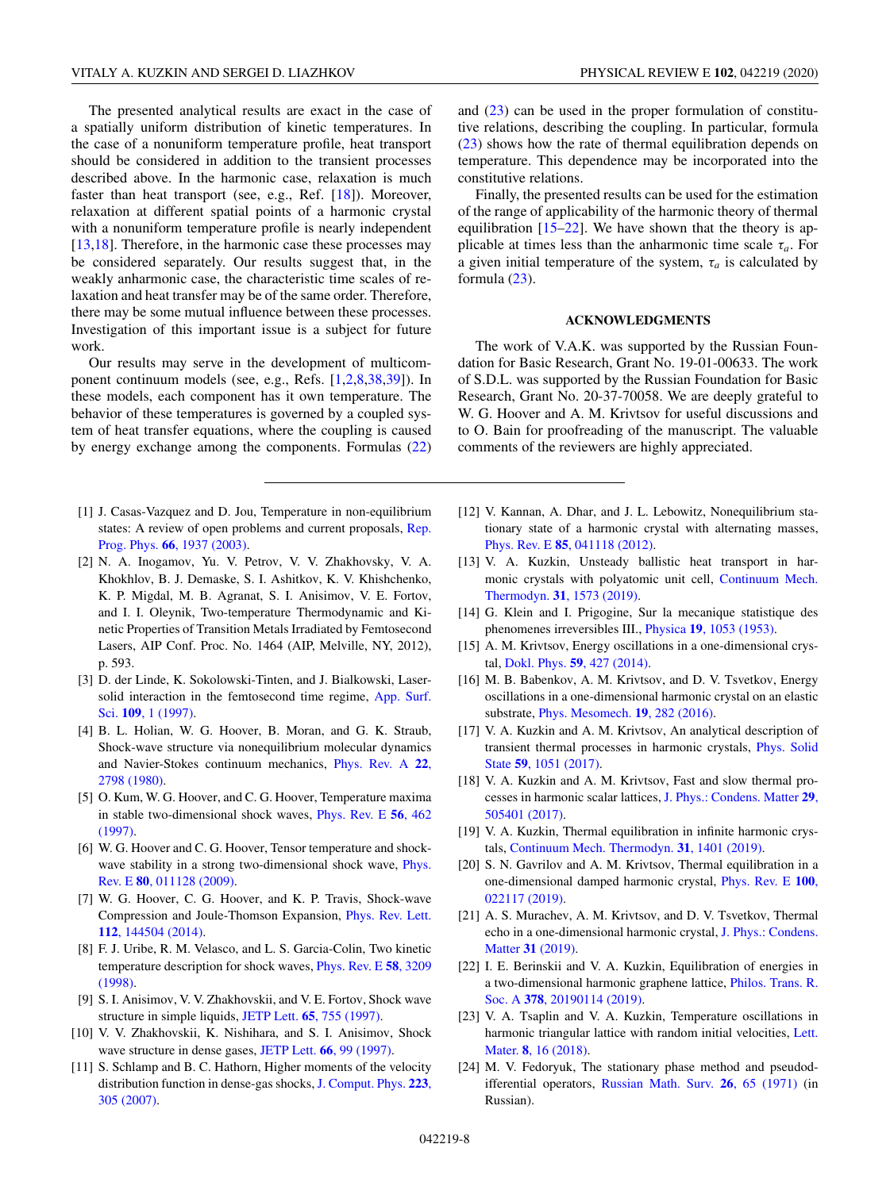The presented analytical results are exact in the case of a spatially uniform distribution of kinetic temperatures. In the case of a nonuniform temperature profile, heat transport should be considered in addition to the transient processes described above. In the harmonic case, relaxation is much faster than heat transport (see, e.g., Ref. [18]). Moreover, relaxation at different spatial points of a harmonic crystal with a nonuniform temperature profile is nearly independent [13,18]. Therefore, in the harmonic case these processes may be considered separately. Our results suggest that, in the weakly anharmonic case, the characteristic time scales of relaxation and heat transfer may be of the same order. Therefore, there may be some mutual influence between these processes. Investigation of this important issue is a subject for future work.

Our results may serve in the development of multicomponent continuum models (see, e.g., Refs. [1,2,8,38,39]). In these models, each component has it own temperature. The behavior of these temperatures is governed by a coupled system of heat transfer equations, where the coupling is caused by energy exchange among the components. Formulas (22) and (23) can be used in the proper formulation of constitutive relations, describing the coupling. In particular, formula (23) shows how the rate of thermal equilibration depends on temperature. This dependence may be incorporated into the constitutive relations.

Finally, the presented results can be used for the estimation of the range of applicability of the harmonic theory of thermal equilibration [15–22]. We have shown that the theory is applicable at times less than the anharmonic time scale $\tau_a$. For a given initial temperature of the system, $\tau_a$ is calculated by formula (23).

## ACKNOWLEDGMENTS

The work of V.A.K. was supported by the Russian Foundation for Basic Research, Grant No. 19-01-00633. The work of S.D.L. was supported by the Russian Foundation for Basic Research, Grant No. 20-37-70058. We are deeply grateful to W. G. Hoover and A. M. Krivtsov for useful discussions and to O. Bain for proofreading of the manuscript. The valuable comments of the reviewers are highly appreciated.

---

[1] J. Casas-Vazquez and D. Jou, Temperature in non-equilibrium states: A review of open problems and current proposals, Rep. Prog. Phys. **66**, 1937 (2003).

[2] N. A. Inogamov, Yu. V. Petrov, V. V. Zhakhovsky, V. A. Khokhlov, B. J. Demaske, S. I. Ashitkov, K. V. Khishchenko, K. P. Migdal, M. B. Agranat, S. I. Anisimov, V. E. Fortov, and I. I. Oleynik, Two-temperature Thermodynamic and Kinetic Properties of Transition Metals Irradiated by Femtosecond Lasers, AIP Conf. Proc. No. 1464 (AIP, Melville, NY, 2012), p. 593.

[3] D. der Linde, K. Sokolowski-Tinten, and J. Bialkowski, Laser-solid interaction in the femtosecond time regime, App. Surf. Sci. **109**, 1 (1997).

[4] B. L. Holian, W. G. Hoover, B. Moran, and G. K. Straub, Shock-wave structure via nonequilibrium molecular dynamics and Navier-Stokes continuum mechanics, Phys. Rev. A **22**, 2798 (1980).

[5] O. Kum, W. G. Hoover, and C. G. Hoover, Temperature maxima in stable two-dimensional shock waves, Phys. Rev. E **56**, 462 (1997).

[6] W. G. Hoover and C. G. Hoover, Tensor temperature and shock-wave stability in a strong two-dimensional shock wave, Phys. Rev. E **80**, 011128 (2009).

[7] W. G. Hoover, C. G. Hoover, and K. P. Travis, Shock-wave Compression and Joule-Thomson Expansion, Phys. Rev. Lett. **112**, 144504 (2014).

[8] F. J. Uribe, R. M. Velasco, and L. S. Garcia-Colin, Two kinetic temperature description for shock waves, Phys. Rev. E **58**, 3209 (1998).

[9] S. I. Anisimov, V. V. Zhakhovskii, and V. E. Fortov, Shock wave structure in simple liquids, JETP Lett. **65**, 755 (1997).

[10] V. V. Zhakhovskii, K. Nishihara, and S. I. Anisimov, Shock wave structure in dense gases, JETP Lett. **66**, 99 (1997).

[11] S. Schlamp and B. C. Hathorn, Higher moments of the velocity distribution function in dense-gas shocks, J. Comput. Phys. **223**, 305 (2007).

[12] V. Kannan, A. Dhar, and J. L. Lebowitz, Nonequilibrium stationary state of a harmonic crystal with alternating masses, Phys. Rev. E **85**, 041118 (2012).

[13] V. A. Kuzkin, Unsteady ballistic heat transport in harmonic crystals with polyatomic unit cell, Continuum Mech. Thermodyn. **31**, 1573 (2019).

[14] G. Klein and I. Prigogine, Sur la mecanique statistique des phenomenes irreversibles III., Physica **19**, 1053 (1953).

[15] A. M. Krivtsov, Energy oscillations in a one-dimensional crystal, Dokl. Phys. **59**, 427 (2014).

[16] M. B. Babenkov, A. M. Krivtsov, and D. V. Tsvetkov, Energy oscillations in a one-dimensional harmonic crystal on an elastic substrate, Phys. Mesomech. **19**, 282 (2016).

[17] V. A. Kuzkin and A. M. Krivtsov, An analytical description of transient thermal processes in harmonic crystals, Phys. Solid State **59**, 1051 (2017).

[18] V. A. Kuzkin and A. M. Krivtsov, Fast and slow thermal processes in harmonic scalar lattices, J. Phys.: Condens. Matter **29**, 505401 (2017).

[19] V. A. Kuzkin, Thermal equilibration in infinite harmonic crystals, Continuum Mech. Thermodyn. **31**, 1401 (2019).

[20] S. N. Gavrilov and A. M. Krivtsov, Thermal equilibration in a one-dimensional damped harmonic crystal, Phys. Rev. E **100**, 022117 (2019).

[21] A. S. Murachev, A. M. Krivtsov, and D. V. Tsvetkov, Thermal echo in a one-dimensional harmonic crystal, J. Phys.: Condens. Matter **31** (2019).

[22] I. E. Berinskii and V. A. Kuzkin, Equilibration of energies in a two-dimensional harmonic graphene lattice, Philos. Trans. R. Soc. A **378**, 20190114 (2019).

[23] V. A. Tsaplin and V. A. Kuzkin, Temperature oscillations in harmonic triangular lattice with random initial velocities, Lett. Mater. **8**, 16 (2018).

[24] M. V. Fedoryuk, The stationary phase method and pseudodifferential operators, Russian Math. Surv. **26**, 65 (1971) (in Russian).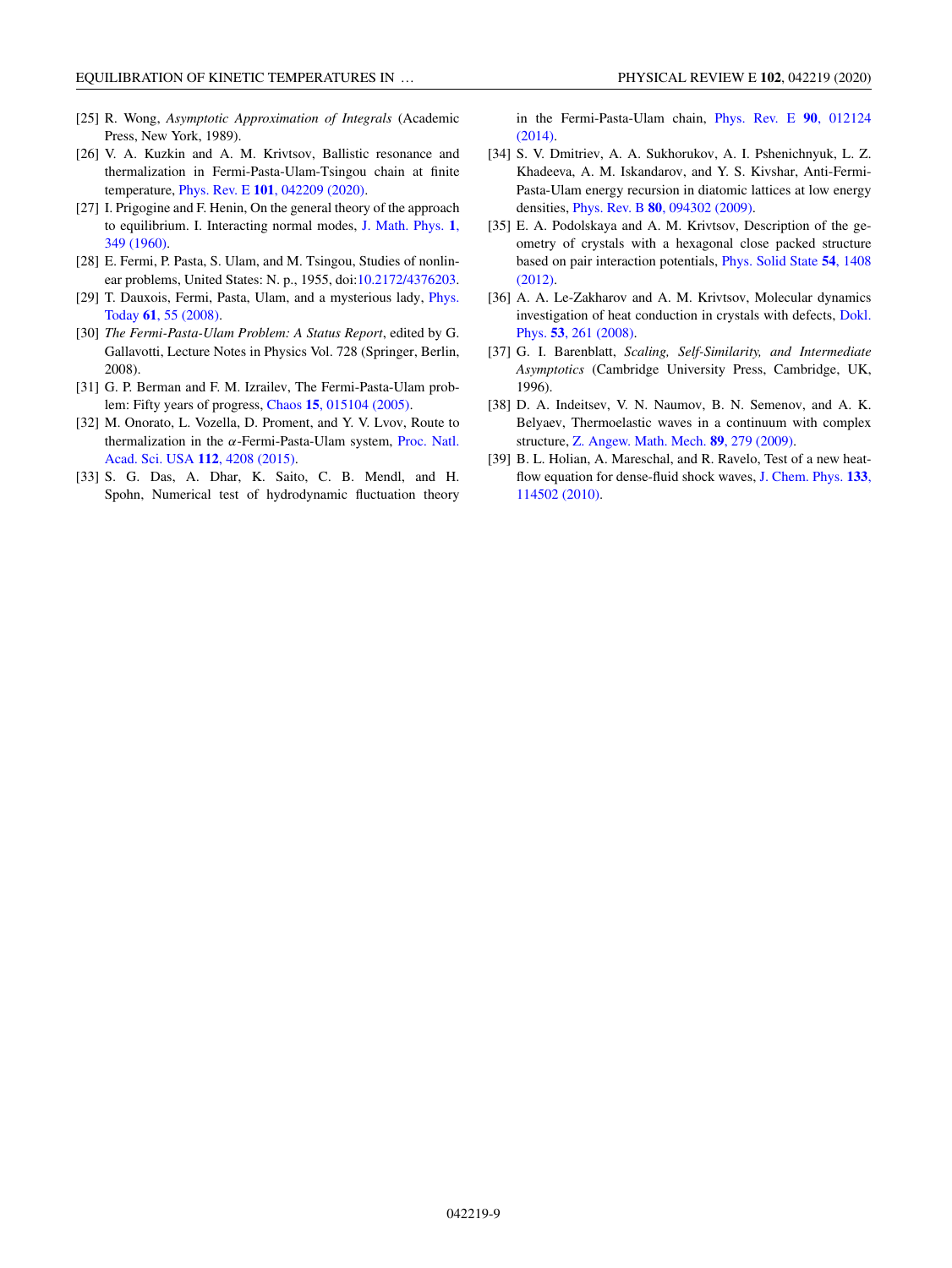[25] R. Wong, *Asymptotic Approximation of Integrals* (Academic Press, New York, 1989).

[26] V. A. Kuzkin and A. M. Krivtsov, Ballistic resonance and thermalization in Fermi-Pasta-Ulam-Tsingou chain at finite temperature, Phys. Rev. E **101**, 042209 (2020).

[27] I. Prigogine and F. Henin, On the general theory of the approach to equilibrium. I. Interacting normal modes, J. Math. Phys. **1**, 349 (1960).

[28] E. Fermi, P. Pasta, S. Ulam, and M. Tsingou, Studies of nonlinear problems, United States: N. p., 1955, doi:10.2172/4376203.

[29] T. Dauxois, Fermi, Pasta, Ulam, and a mysterious lady, Phys. Today **61**, 55 (2008).

[30] *The Fermi-Pasta-Ulam Problem: A Status Report*, edited by G. Gallavotti, Lecture Notes in Physics Vol. 728 (Springer, Berlin, 2008).

[31] G. P. Berman and F. M. Izrailev, The Fermi-Pasta-Ulam problem: Fifty years of progress, Chaos **15**, 015104 (2005).

[32] M. Onorato, L. Vozella, D. Proment, and Y. V. Lvov, Route to thermalization in the $\alpha$-Fermi-Pasta-Ulam system, Proc. Natl. Acad. Sci. USA **112**, 4208 (2015).

[33] S. G. Das, A. Dhar, K. Saito, C. B. Mendl, and H. Spohn, Numerical test of hydrodynamic fluctuation theory in the Fermi-Pasta-Ulam chain, Phys. Rev. E **90**, 012124 (2014).

[34] S. V. Dmitriev, A. A. Sukhorukov, A. I. Pshenichnyuk, L. Z. Khadeeva, A. M. Iskandarov, and Y. S. Kivshar, Anti-Fermi-Pasta-Ulam energy recursion in diatomic lattices at low energy densities, Phys. Rev. B **80**, 094302 (2009).

[35] E. A. Podolskaya and A. M. Krivtsov, Description of the geometry of crystals with a hexagonal close packed structure based on pair interaction potentials, Phys. Solid State **54**, 1408 (2012).

[36] A. A. Le-Zakharov and A. M. Krivtsov, Molecular dynamics investigation of heat conduction in crystals with defects, Dokl. Phys. **53**, 261 (2008).

[37] G. I. Barenblatt, *Scaling, Self-Similarity, and Intermediate Asymptotics* (Cambridge University Press, Cambridge, UK, 1996).

[38] D. A. Indeitsev, V. N. Naumov, B. N. Semenov, and A. K. Belyaev, Thermoelastic waves in a continuum with complex structure, Z. Angew. Math. Mech. **89**, 279 (2009).

[39] B. L. Holian, A. Mareschal, and R. Ravelo, Test of a new heat-flow equation for dense-fluid shock waves, J. Chem. Phys. **133**, 114502 (2010).